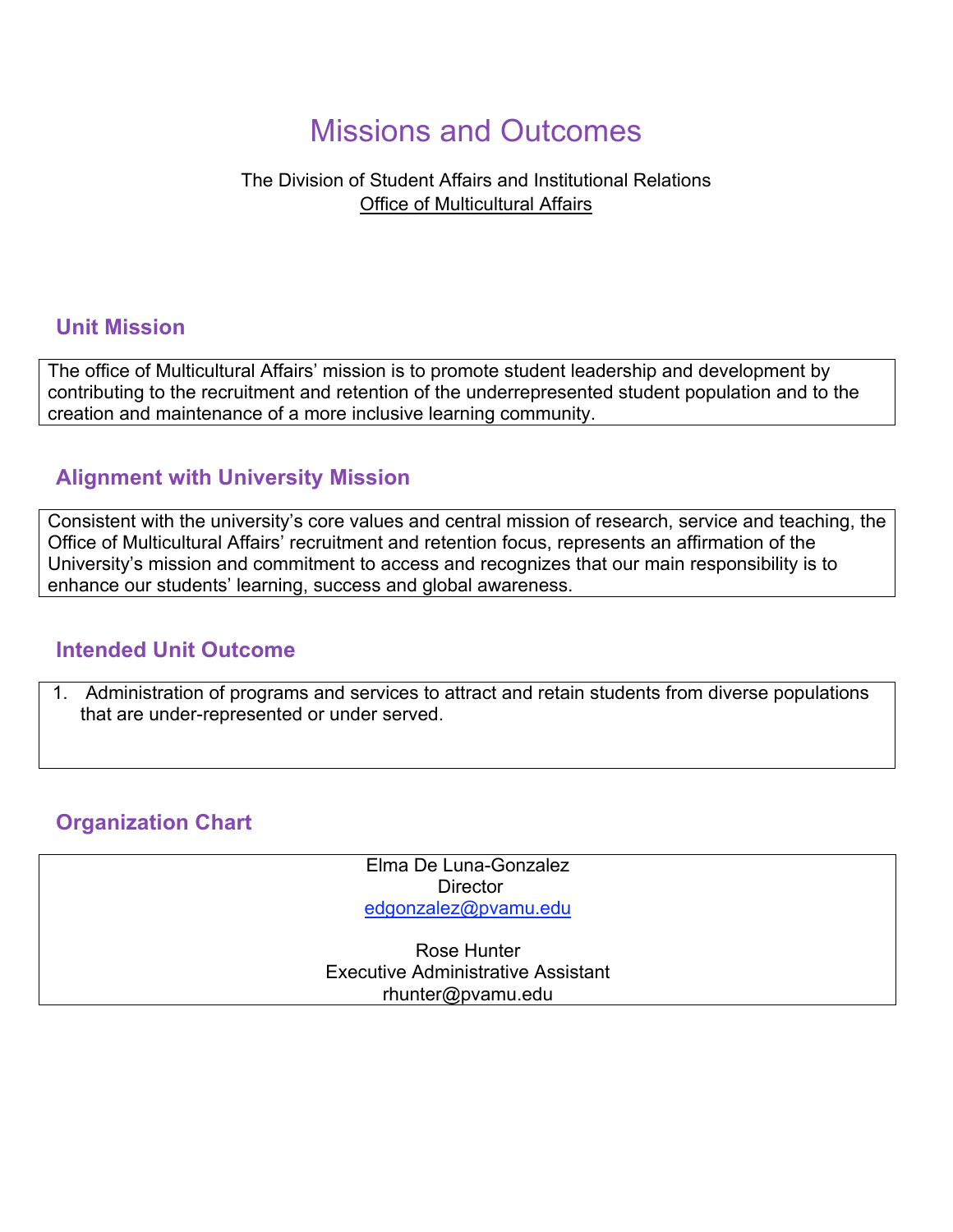# Missions and Outcomes

The Division of Student Affairs and Institutional Relations
Office of Multicultural Affairs

## Unit Mission

The office of Multicultural Affairs' mission is to promote student leadership and development by contributing to the recruitment and retention of the underrepresented student population and to the creation and maintenance of a more inclusive learning community.

## Alignment with University Mission

Consistent with the university's core values and central mission of research, service and teaching, the Office of Multicultural Affairs' recruitment and retention focus, represents an affirmation of the University's mission and commitment to access and recognizes that our main responsibility is to enhance our students' learning, success and global awareness.

## Intended Unit Outcome

1. Administration of programs and services to attract and retain students from diverse populations that are under-represented or under served.

## Organization Chart

Elma De Luna-Gonzalez
Director
edgonzalez@pvamu.edu

Rose Hunter
Executive Administrative Assistant
rhunter@pvamu.edu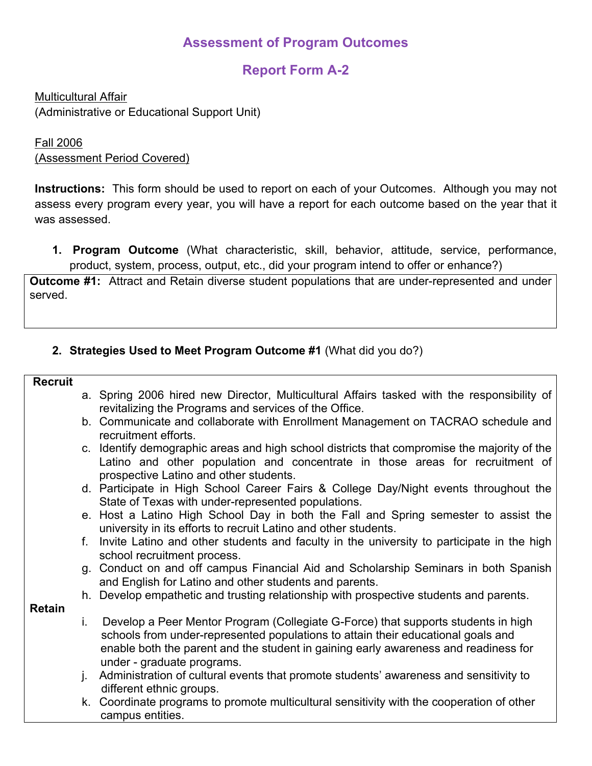## Assessment of Program Outcomes

## Report Form A-2

Multicultural Affair
(Administrative or Educational Support Unit)

Fall 2006
(Assessment Period Covered)

**Instructions:** This form should be used to report on each of your Outcomes. Although you may not assess every program every year, you will have a report for each outcome based on the year that it was assessed.

1. **Program Outcome** (What characteristic, skill, behavior, attitude, service, performance, product, system, process, output, etc., did your program intend to offer or enhance?)

**Outcome #1:** Attract and Retain diverse student populations that are under-represented and under served.

2. **Strategies Used to Meet Program Outcome #1** (What did you do?)

**Recruit**

a. Spring 2006 hired new Director, Multicultural Affairs tasked with the responsibility of revitalizing the Programs and services of the Office.
b. Communicate and collaborate with Enrollment Management on TACRAO schedule and recruitment efforts.
c. Identify demographic areas and high school districts that compromise the majority of the Latino and other population and concentrate in those areas for recruitment of prospective Latino and other students.
d. Participate in High School Career Fairs & College Day/Night events throughout the State of Texas with under-represented populations.
e. Host a Latino High School Day in both the Fall and Spring semester to assist the university in its efforts to recruit Latino and other students.
f. Invite Latino and other students and faculty in the university to participate in the high school recruitment process.
g. Conduct on and off campus Financial Aid and Scholarship Seminars in both Spanish and English for Latino and other students and parents.
h. Develop empathetic and trusting relationship with prospective students and parents.

**Retain**

i. Develop a Peer Mentor Program (Collegiate G-Force) that supports students in high schools from under-represented populations to attain their educational goals and enable both the parent and the student in gaining early awareness and readiness for under - graduate programs.
j. Administration of cultural events that promote students' awareness and sensitivity to different ethnic groups.
k. Coordinate programs to promote multicultural sensitivity with the cooperation of other campus entities.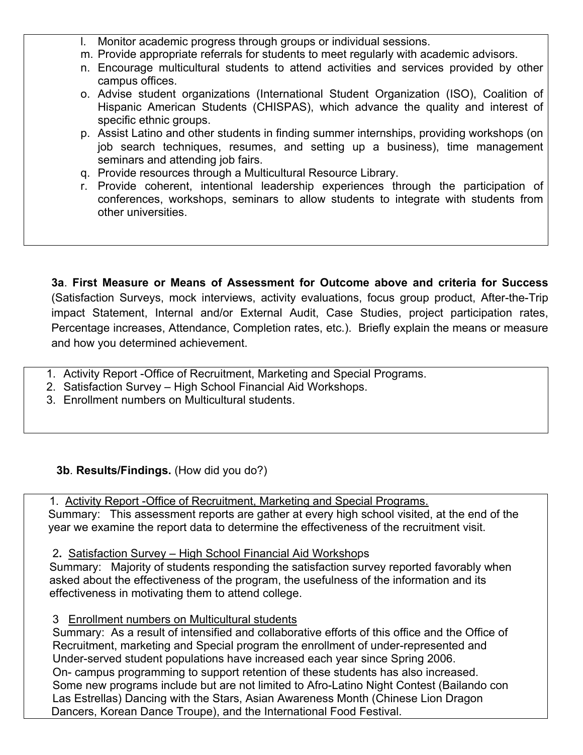l. Monitor academic progress through groups or individual sessions.
m. Provide appropriate referrals for students to meet regularly with academic advisors.
n. Encourage multicultural students to attend activities and services provided by other campus offices.
o. Advise student organizations (International Student Organization (ISO), Coalition of Hispanic American Students (CHISPAS), which advance the quality and interest of specific ethnic groups.
p. Assist Latino and other students in finding summer internships, providing workshops (on job search techniques, resumes, and setting up a business), time management seminars and attending job fairs.
q. Provide resources through a Multicultural Resource Library.
r. Provide coherent, intentional leadership experiences through the participation of conferences, workshops, seminars to allow students to integrate with students from other universities.

**3a**. **First Measure or Means of Assessment for Outcome above and criteria for Success** (Satisfaction Surveys, mock interviews, activity evaluations, focus group product, After-the-Trip impact Statement, Internal and/or External Audit, Case Studies, project participation rates, Percentage increases, Attendance, Completion rates, etc.). Briefly explain the means or measure and how you determined achievement.

1. Activity Report -Office of Recruitment, Marketing and Special Programs.
2. Satisfaction Survey – High School Financial Aid Workshops.
3. Enrollment numbers on Multicultural students.

**3b**. **Results/Findings.** (How did you do?)

1. Activity Report -Office of Recruitment, Marketing and Special Programs.

Summary: This assessment reports are gather at every high school visited, at the end of the year we examine the report data to determine the effectiveness of the recruitment visit.

2. Satisfaction Survey – High School Financial Aid Workshops

Summary: Majority of students responding the satisfaction survey reported favorably when asked about the effectiveness of the program, the usefulness of the information and its effectiveness in motivating them to attend college.

3 Enrollment numbers on Multicultural students

Summary: As a result of intensified and collaborative efforts of this office and the Office of Recruitment, marketing and Special program the enrollment of under-represented and Under-served student populations have increased each year since Spring 2006.
On- campus programming to support retention of these students has also increased. Some new programs include but are not limited to Afro-Latino Night Contest (Bailando con Las Estrellas) Dancing with the Stars, Asian Awareness Month (Chinese Lion Dragon Dancers, Korean Dance Troupe), and the International Food Festival.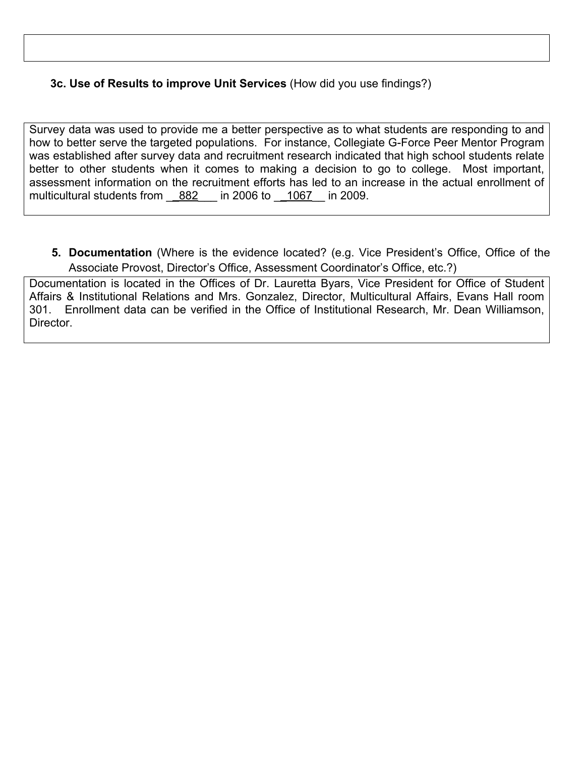**3c. Use of Results to improve Unit Services** (How did you use findings?)

Survey data was used to provide me a better perspective as to what students are responding to and how to better serve the targeted populations. For instance, Collegiate G-Force Peer Mentor Program was established after survey data and recruitment research indicated that high school students relate better to other students when it comes to making a decision to go to college. Most important, assessment information on the recruitment efforts has led to an increase in the actual enrollment of multicultural students from __882___ in 2006 to __1067__ in 2009.

5. **Documentation** (Where is the evidence located? (e.g. Vice President's Office, Office of the Associate Provost, Director's Office, Assessment Coordinator's Office, etc.?)

Documentation is located in the Offices of Dr. Lauretta Byars, Vice President for Office of Student Affairs & Institutional Relations and Mrs. Gonzalez, Director, Multicultural Affairs, Evans Hall room 301. Enrollment data can be verified in the Office of Institutional Research, Mr. Dean Williamson, Director.